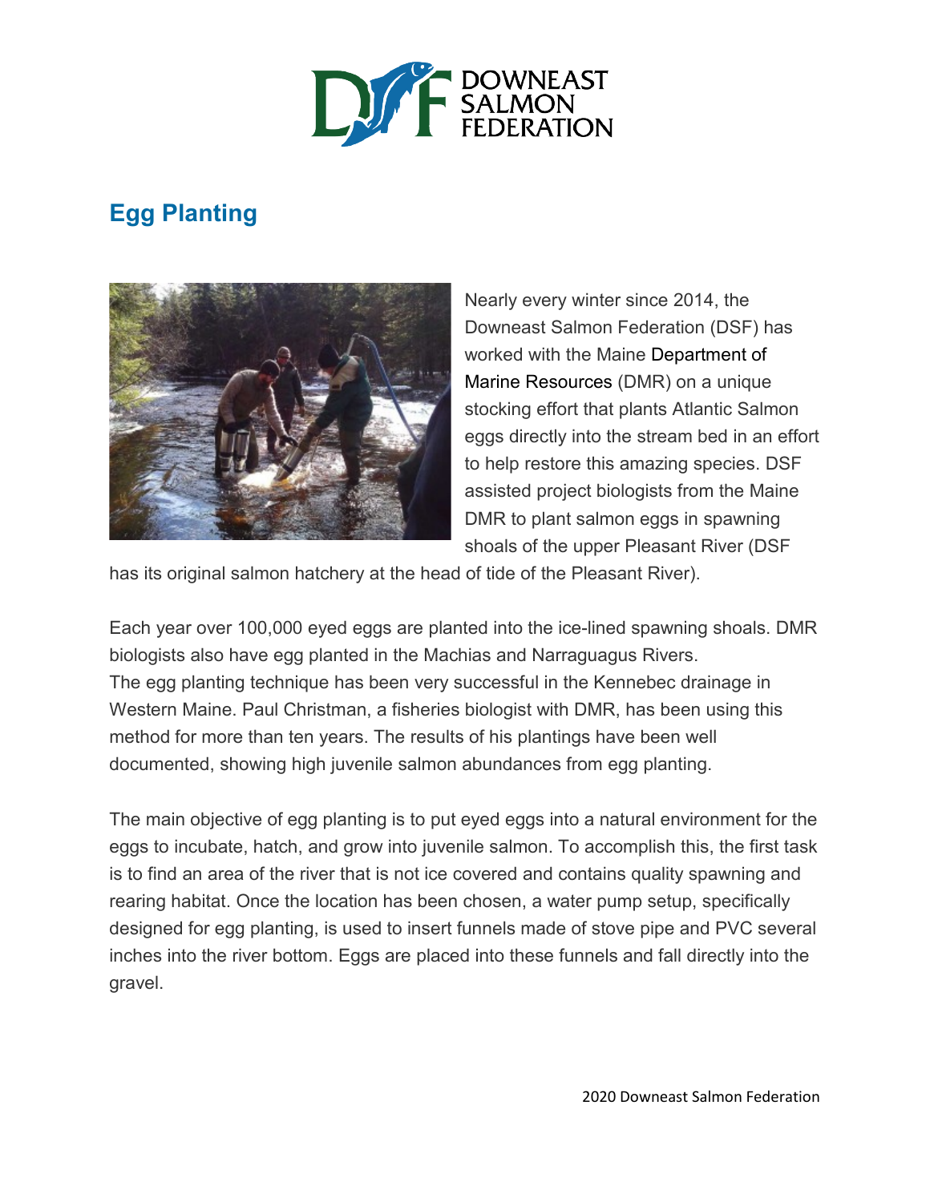# Egg Planting

Nearly every winter since 2014, the Downeast Salmon Federation (DSF) has worked with the Maine Department of Marine Resources (DMR) on a unique stocking effort that plants Atlantic Salmon eggs directly into the stream bed in an effort to help restore this amazing species. DSF assisted project biologists from the Maine DMR to plant salmon eggs in spawning shoals of the upper Pleasant River (DSF has its original salmon hatchery at the head of tide of the Pleasant River).

Each year over 100,000 eyed eggs are planted into the ice-lined spawning shoals. DMR biologists also have egg planted in the Machias and Narraguagus Rivers.
The egg planting technique has been very successful in the Kennebec drainage in Western Maine. Paul Christman, a fisheries biologist with DMR, has been using this method for more than ten years. The results of his plantings have been well documented, showing high juvenile salmon abundances from egg planting.

The main objective of egg planting is to put eyed eggs into a natural environment for the eggs to incubate, hatch, and grow into juvenile salmon. To accomplish this, the first task is to find an area of the river that is not ice covered and contains quality spawning and rearing habitat. Once the location has been chosen, a water pump setup, specifically designed for egg planting, is used to insert funnels made of stove pipe and PVC several inches into the river bottom. Eggs are placed into these funnels and fall directly into the gravel.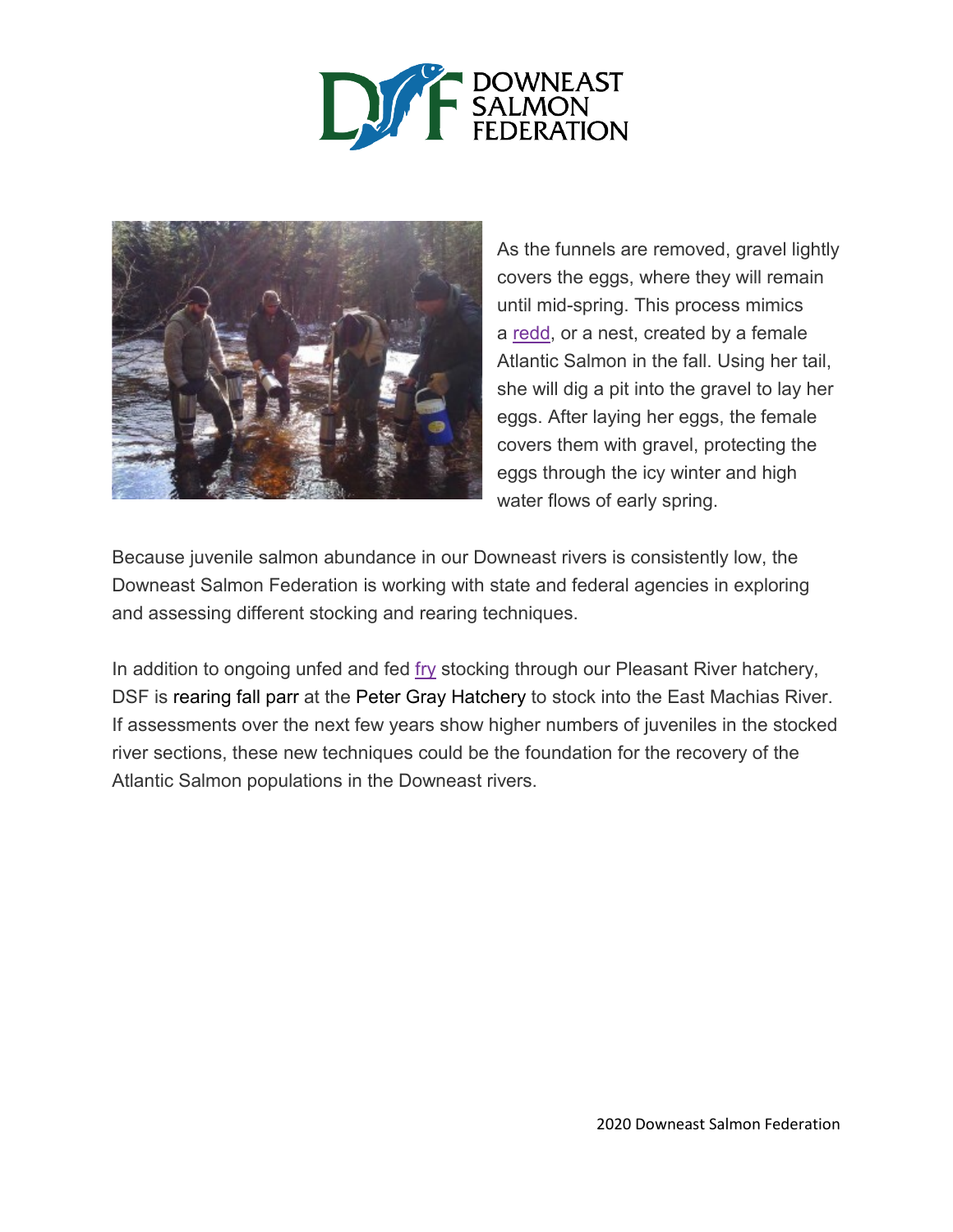As the funnels are removed, gravel lightly covers the eggs, where they will remain until mid-spring. This process mimics a redd, or a nest, created by a female Atlantic Salmon in the fall. Using her tail, she will dig a pit into the gravel to lay her eggs. After laying her eggs, the female covers them with gravel, protecting the eggs through the icy winter and high water flows of early spring.

Because juvenile salmon abundance in our Downeast rivers is consistently low, the Downeast Salmon Federation is working with state and federal agencies in exploring and assessing different stocking and rearing techniques.

In addition to ongoing unfed and fed fry stocking through our Pleasant River hatchery, DSF is rearing fall parr at the Peter Gray Hatchery to stock into the East Machias River. If assessments over the next few years show higher numbers of juveniles in the stocked river sections, these new techniques could be the foundation for the recovery of the Atlantic Salmon populations in the Downeast rivers.